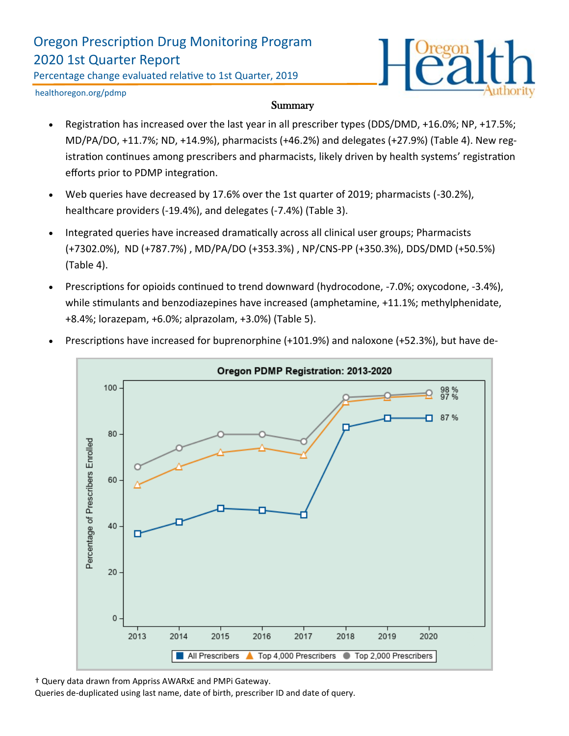# Oregon Prescription Drug Monitoring Program

## 2020 1st Quarter Report

Percentage change evaluated relative to 1st Quarter, 2019

healthoregon.org/pdmp

### Summary

- Registration has increased over the last year in all prescriber types (DDS/DMD, +16.0%; NP, +17.5%; MD/PA/DO, +11.7%; ND, +14.9%), pharmacists (+46.2%) and delegates (+27.9%) (Table 4). New registration continues among prescribers and pharmacists, likely driven by health systems' registration efforts prior to PDMP integration.
- Web queries have decreased by 17.6% over the 1st quarter of 2019; pharmacists (-30.2%), healthcare providers (-19.4%), and delegates (-7.4%) (Table 3).
- Integrated queries have increased dramatically across all clinical user groups; Pharmacists (+7302.0%), ND (+787.7%) , MD/PA/DO (+353.3%) , NP/CNS-PP (+350.3%), DDS/DMD (+50.5%) (Table 4).
- Prescriptions for opioids continued to trend downward (hydrocodone, -7.0%; oxycodone, -3.4%), while stimulants and benzodiazepines have increased (amphetamine, +11.1%; methylphenidate, +8.4%; lorazepam, +6.0%; alprazolam, +3.0%) (Table 5).
- Prescriptions have increased for buprenorphine (+101.9%) and naloxone (+52.3%), but have de-

**Oregon PDMP Registration: 2013-2020**

| Year | All Prescribers | Top 4,000 Prescribers | Top 2,000 Prescribers |
|---|---|---|---|
| 2013 | ~37 | ~58 | ~66 |
| 2014 | ~42 | ~66 | ~74 |
| 2015 | ~48 | ~72 | ~80 |
| 2016 | ~47 | ~74 | ~80 |
| 2017 | ~45 | ~71 | ~77 |
| 2018 | ~83 | ~94 | ~96 |
| 2019 | ~87 | ~96 | ~97 |
| 2020 | 87 % | 97 % | 98 % |

Y-axis: Percentage of Prescribers Enrolled

† Query data drawn from Appriss AWARxE and PMPi Gateway.
Queries de-duplicated using last name, date of birth, prescriber ID and date of query.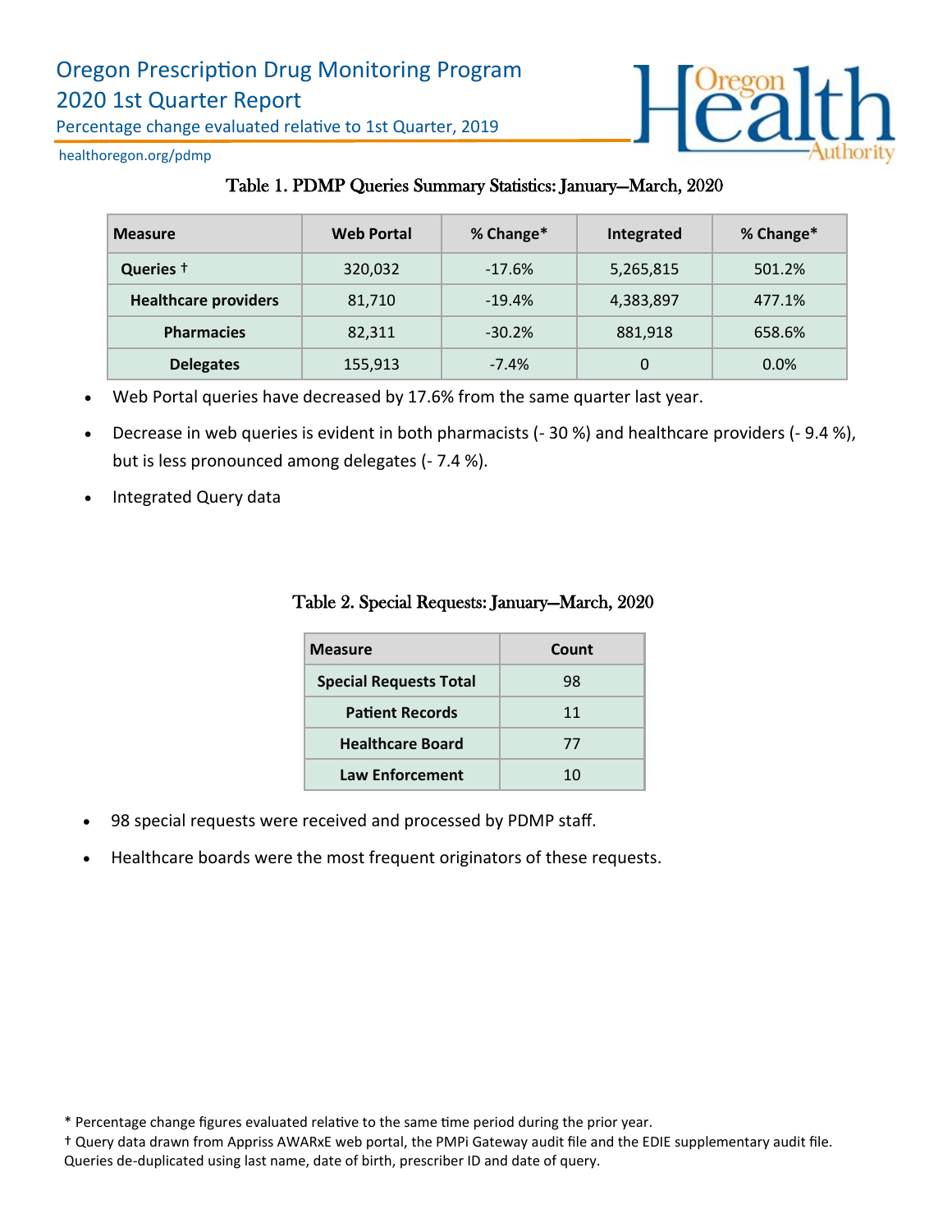# Oregon Prescription Drug Monitoring Program

## 2020 1st Quarter Report

Percentage change evaluated relative to 1st Quarter, 2019

healthoregon.org/pdmp

### Table 1. PDMP Queries Summary Statistics: January—March, 2020

| Measure | Web Portal | % Change* | Integrated | % Change* |
|---|---|---|---|---|
| Queries † | 320,032 | -17.6% | 5,265,815 | 501.2% |
| Healthcare providers | 81,710 | -19.4% | 4,383,897 | 477.1% |
| Pharmacies | 82,311 | -30.2% | 881,918 | 658.6% |
| Delegates | 155,913 | -7.4% | 0 | 0.0% |

- Web Portal queries have decreased by 17.6% from the same quarter last year.
- Decrease in web queries is evident in both pharmacists (- 30 %) and healthcare providers (- 9.4 %), but is less pronounced among delegates (- 7.4 %).
- Integrated Query data

### Table 2. Special Requests: January—March, 2020

| Measure | Count |
|---|---|
| Special Requests Total | 98 |
| Patient Records | 11 |
| Healthcare Board | 77 |
| Law Enforcement | 10 |

- 98 special requests were received and processed by PDMP staff.
- Healthcare boards were the most frequent originators of these requests.

\* Percentage change figures evaluated relative to the same time period during the prior year.

† Query data drawn from Appriss AWARxE web portal, the PMPi Gateway audit file and the EDIE supplementary audit file. Queries de-duplicated using last name, date of birth, prescriber ID and date of query.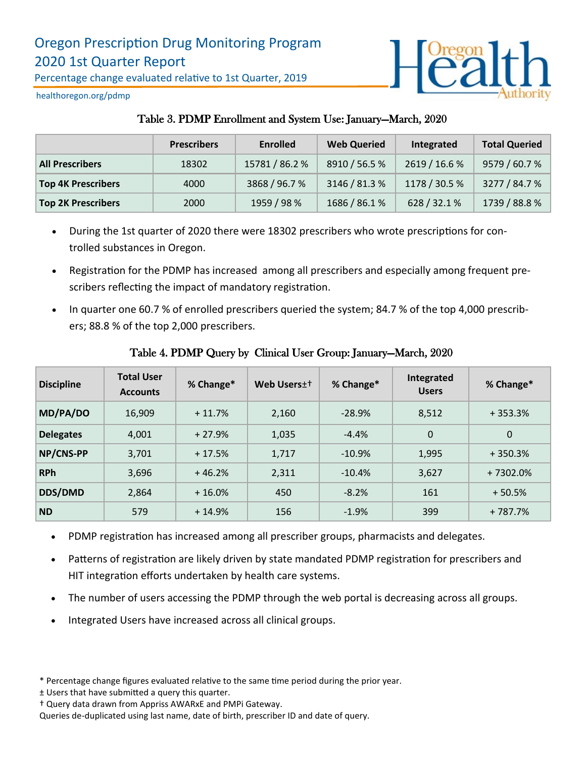# Oregon Prescription Drug Monitoring Program

## 2020 1st Quarter Report

Percentage change evaluated relative to 1st Quarter, 2019

healthoregon.org/pdmp

### Table 3. PDMP Enrollment and System Use: January—March, 2020

| | Prescribers | Enrolled | Web Queried | Integrated | Total Queried |
|---|---|---|---|---|---|
| **All Prescribers** | 18302 | 15781 / 86.2 % | 8910 / 56.5 % | 2619 / 16.6 % | 9579 / 60.7 % |
| **Top 4K Prescribers** | 4000 | 3868 / 96.7 % | 3146 / 81.3 % | 1178 / 30.5 % | 3277 / 84.7 % |
| **Top 2K Prescribers** | 2000 | 1959 / 98 % | 1686 / 86.1 % | 628 / 32.1 % | 1739 / 88.8 % |

- During the 1st quarter of 2020 there were 18302 prescribers who wrote prescriptions for controlled substances in Oregon.
- Registration for the PDMP has increased among all prescribers and especially among frequent prescribers reflecting the impact of mandatory registration.
- In quarter one 60.7 % of enrolled prescribers queried the system; 84.7 % of the top 4,000 prescribers; 88.8 % of the top 2,000 prescribers.

### Table 4. PDMP Query by Clinical User Group: January—March, 2020

| Discipline | Total User Accounts | % Change* | Web Users±† | % Change* | Integrated Users | % Change* |
|---|---|---|---|---|---|---|
| **MD/PA/DO** | 16,909 | + 11.7% | 2,160 | -28.9% | 8,512 | + 353.3% |
| **Delegates** | 4,001 | + 27.9% | 1,035 | -4.4% | 0 | 0 |
| **NP/CNS-PP** | 3,701 | + 17.5% | 1,717 | -10.9% | 1,995 | + 350.3% |
| **RPh** | 3,696 | + 46.2% | 2,311 | -10.4% | 3,627 | + 7302.0% |
| **DDS/DMD** | 2,864 | + 16.0% | 450 | -8.2% | 161 | + 50.5% |
| **ND** | 579 | + 14.9% | 156 | -1.9% | 399 | + 787.7% |

- PDMP registration has increased among all prescriber groups, pharmacists and delegates.
- Patterns of registration are likely driven by state mandated PDMP registration for prescribers and HIT integration efforts undertaken by health care systems.
- The number of users accessing the PDMP through the web portal is decreasing across all groups.
- Integrated Users have increased across all clinical groups.

\* Percentage change figures evaluated relative to the same time period during the prior year.
± Users that have submitted a query this quarter.
† Query data drawn from Appriss AWARxE and PMPi Gateway.
Queries de-duplicated using last name, date of birth, prescriber ID and date of query.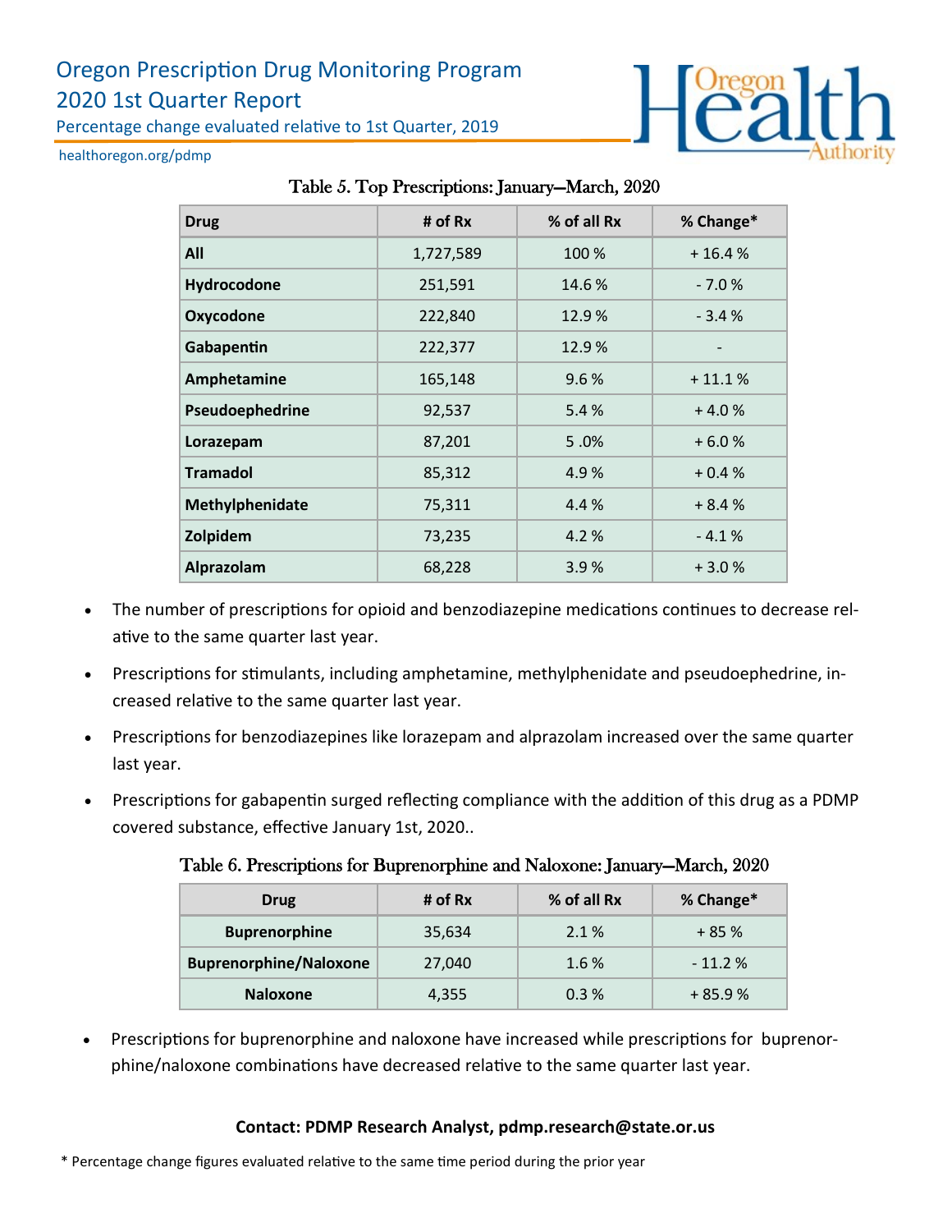# Oregon Prescription Drug Monitoring Program
## 2020 1st Quarter Report

Percentage change evaluated relative to 1st Quarter, 2019

healthoregon.org/pdmp

**Table 5. Top Prescriptions: January—March, 2020**

| Drug | # of Rx | % of all Rx | % Change* |
|---|---|---|---|
| **All** | 1,727,589 | 100 % | + 16.4 % |
| **Hydrocodone** | 251,591 | 14.6 % | - 7.0 % |
| **Oxycodone** | 222,840 | 12.9 % | - 3.4 % |
| **Gabapentin** | 222,377 | 12.9 % | - |
| **Amphetamine** | 165,148 | 9.6 % | + 11.1 % |
| **Pseudoephedrine** | 92,537 | 5.4 % | + 4.0 % |
| **Lorazepam** | 87,201 | 5 .0% | + 6.0 % |
| **Tramadol** | 85,312 | 4.9 % | + 0.4 % |
| **Methylphenidate** | 75,311 | 4.4 % | + 8.4 % |
| **Zolpidem** | 73,235 | 4.2 % | - 4.1 % |
| **Alprazolam** | 68,228 | 3.9 % | + 3.0 % |

- The number of prescriptions for opioid and benzodiazepine medications continues to decrease relative to the same quarter last year.
- Prescriptions for stimulants, including amphetamine, methylphenidate and pseudoephedrine, increased relative to the same quarter last year.
- Prescriptions for benzodiazepines like lorazepam and alprazolam increased over the same quarter last year.
- Prescriptions for gabapentin surged reflecting compliance with the addition of this drug as a PDMP covered substance, effective January 1st, 2020..

**Table 6. Prescriptions for Buprenorphine and Naloxone: January—March, 2020**

| Drug | # of Rx | % of all Rx | % Change* |
|---|---|---|---|
| **Buprenorphine** | 35,634 | 2.1 % | + 85 % |
| **Buprenorphine/Naloxone** | 27,040 | 1.6 % | - 11.2 % |
| **Naloxone** | 4,355 | 0.3 % | + 85.9 % |

- Prescriptions for buprenorphine and naloxone have increased while prescriptions for buprenorphine/naloxone combinations have decreased relative to the same quarter last year.

**Contact: PDMP Research Analyst, pdmp.research@state.or.us**

* Percentage change figures evaluated relative to the same time period during the prior year